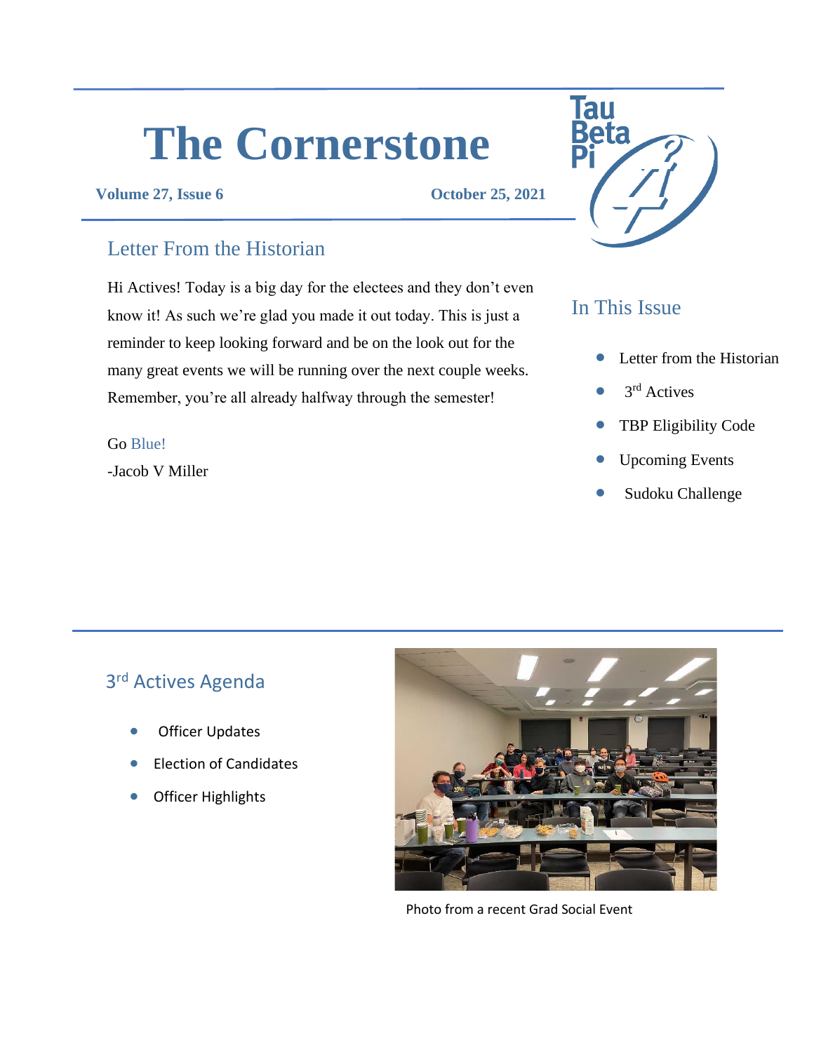# The Cornerstone

**Volume 27, Issue 6** **October 25, 2021**

## Letter From the Historian

Hi Actives! Today is a big day for the electees and they don't even know it! As such we're glad you made it out today. This is just a reminder to keep looking forward and be on the look out for the many great events we will be running over the next couple weeks. Remember, you're all already halfway through the semester!

Go Blue!

-Jacob V Miller

## In This Issue

- Letter from the Historian
- 3rd Actives
- TBP Eligibility Code
- Upcoming Events
- Sudoku Challenge

## 3rd Actives Agenda

- Officer Updates
- Election of Candidates
- Officer Highlights

Photo from a recent Grad Social Event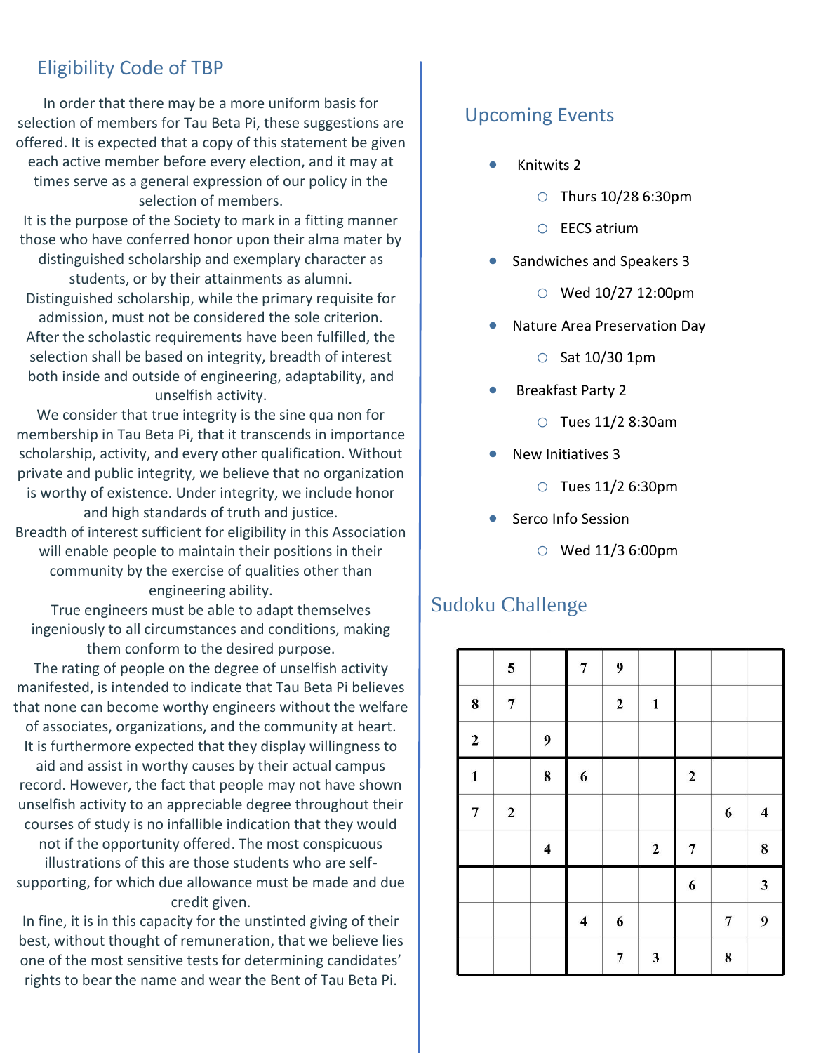## Eligibility Code of TBP

In order that there may be a more uniform basis for selection of members for Tau Beta Pi, these suggestions are offered. It is expected that a copy of this statement be given each active member before every election, and it may at times serve as a general expression of our policy in the selection of members.

It is the purpose of the Society to mark in a fitting manner those who have conferred honor upon their alma mater by distinguished scholarship and exemplary character as students, or by their attainments as alumni.

Distinguished scholarship, while the primary requisite for admission, must not be considered the sole criterion. After the scholastic requirements have been fulfilled, the selection shall be based on integrity, breadth of interest both inside and outside of engineering, adaptability, and unselfish activity.

We consider that true integrity is the sine qua non for membership in Tau Beta Pi, that it transcends in importance scholarship, activity, and every other qualification. Without private and public integrity, we believe that no organization is worthy of existence. Under integrity, we include honor and high standards of truth and justice.

Breadth of interest sufficient for eligibility in this Association will enable people to maintain their positions in their community by the exercise of qualities other than engineering ability.

True engineers must be able to adapt themselves ingeniously to all circumstances and conditions, making them conform to the desired purpose.

The rating of people on the degree of unselfish activity manifested, is intended to indicate that Tau Beta Pi believes that none can become worthy engineers without the welfare of associates, organizations, and the community at heart. It is furthermore expected that they display willingness to aid and assist in worthy causes by their actual campus record. However, the fact that people may not have shown unselfish activity to an appreciable degree throughout their courses of study is no infallible indication that they would not if the opportunity offered. The most conspicuous illustrations of this are those students who are self-supporting, for which due allowance must be made and due credit given.

In fine, it is in this capacity for the unstinted giving of their best, without thought of remuneration, that we believe lies one of the most sensitive tests for determining candidates' rights to bear the name and wear the Bent of Tau Beta Pi.

## Upcoming Events

- Knitwits 2
  - Thurs 10/28 6:30pm
  - EECS atrium
- Sandwiches and Speakers 3
  - Wed 10/27 12:00pm
- Nature Area Preservation Day
  - Sat 10/30 1pm
- Breakfast Party 2
  - Tues 11/2 8:30am
- New Initiatives 3
  - Tues 11/2 6:30pm
- Serco Info Session
  - Wed 11/3 6:00pm

## Sudoku Challenge

| | | | | | | | | |
|---|---|---|---|---|---|---|---|---|
| | 5 | | 7 | 9 | | | | |
| 8 | 7 | | | 2 | 1 | | | |
| 2 | | 9 | | | | | | |
| 1 | | 8 | 6 | | | 2 | | |
| 7 | 2 | | | | | | 6 | 4 |
| | | 4 | | | 2 | 7 | | 8 |
| | | | | | | 6 | | 3 |
| | | | 4 | 6 | | | 7 | 9 |
| | | | | 7 | 3 | | 8 | |